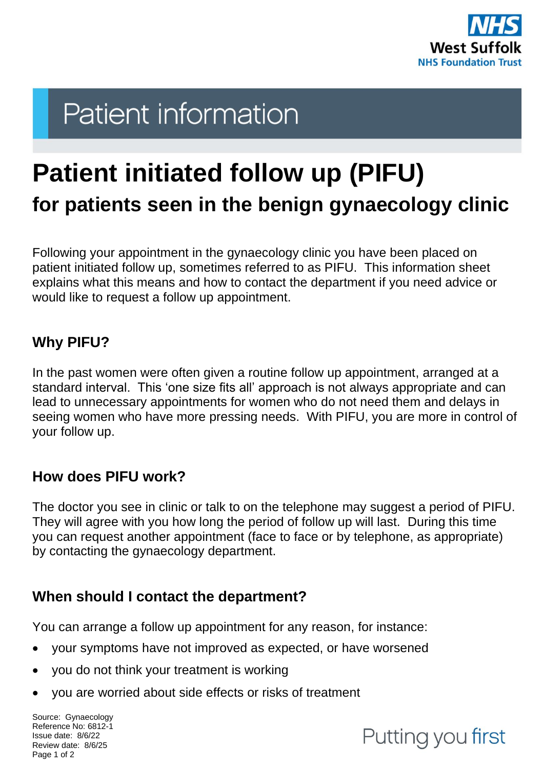Patient information

# Patient initiated follow up (PIFU)

## for patients seen in the benign gynaecology clinic

Following your appointment in the gynaecology clinic you have been placed on patient initiated follow up, sometimes referred to as PIFU. This information sheet explains what this means and how to contact the department if you need advice or would like to request a follow up appointment.

### Why PIFU?

In the past women were often given a routine follow up appointment, arranged at a standard interval. This 'one size fits all' approach is not always appropriate and can lead to unnecessary appointments for women who do not need them and delays in seeing women who have more pressing needs. With PIFU, you are more in control of your follow up.

### How does PIFU work?

The doctor you see in clinic or talk to on the telephone may suggest a period of PIFU. They will agree with you how long the period of follow up will last. During this time you can request another appointment (face to face or by telephone, as appropriate) by contacting the gynaecology department.

### When should I contact the department?

You can arrange a follow up appointment for any reason, for instance:

- your symptoms have not improved as expected, or have worsened
- you do not think your treatment is working
- you are worried about side effects or risks of treatment

Source: Gynaecology
Reference No: 6812-1
Issue date: 8/6/22
Review date: 8/6/25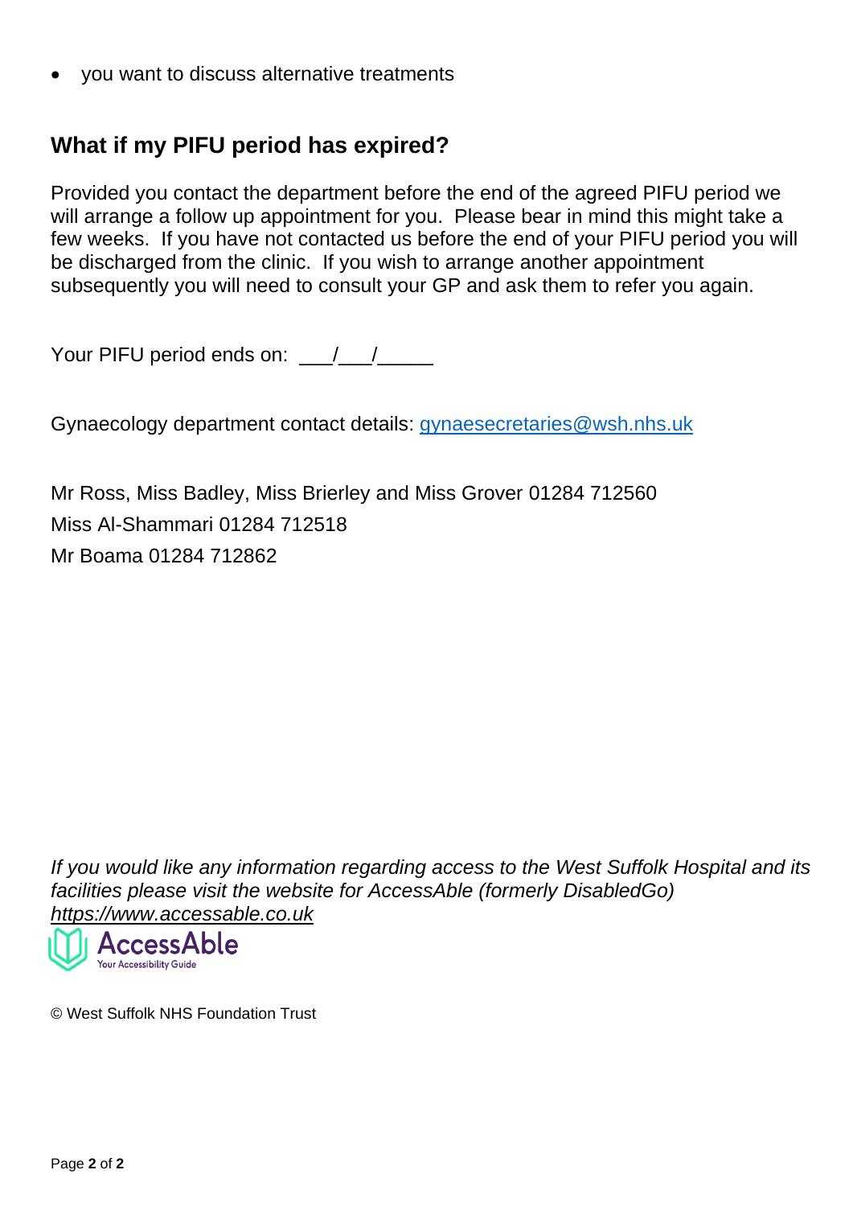- you want to discuss alternative treatments

## What if my PIFU period has expired?

Provided you contact the department before the end of the agreed PIFU period we will arrange a follow up appointment for you. Please bear in mind this might take a few weeks. If you have not contacted us before the end of your PIFU period you will be discharged from the clinic. If you wish to arrange another appointment subsequently you will need to consult your GP and ask them to refer you again.

Your PIFU period ends on: ___/___/_____

Gynaecology department contact details: gynaesecretaries@wsh.nhs.uk

Mr Ross, Miss Badley, Miss Brierley and Miss Grover 01284 712560

Miss Al-Shammari 01284 712518

Mr Boama 01284 712862

*If you would like any information regarding access to the West Suffolk Hospital and its facilities please visit the website for AccessAble (formerly DisabledGo)* *https://www.accessable.co.uk*

AccessAble
Your Accessibility Guide

© West Suffolk NHS Foundation Trust